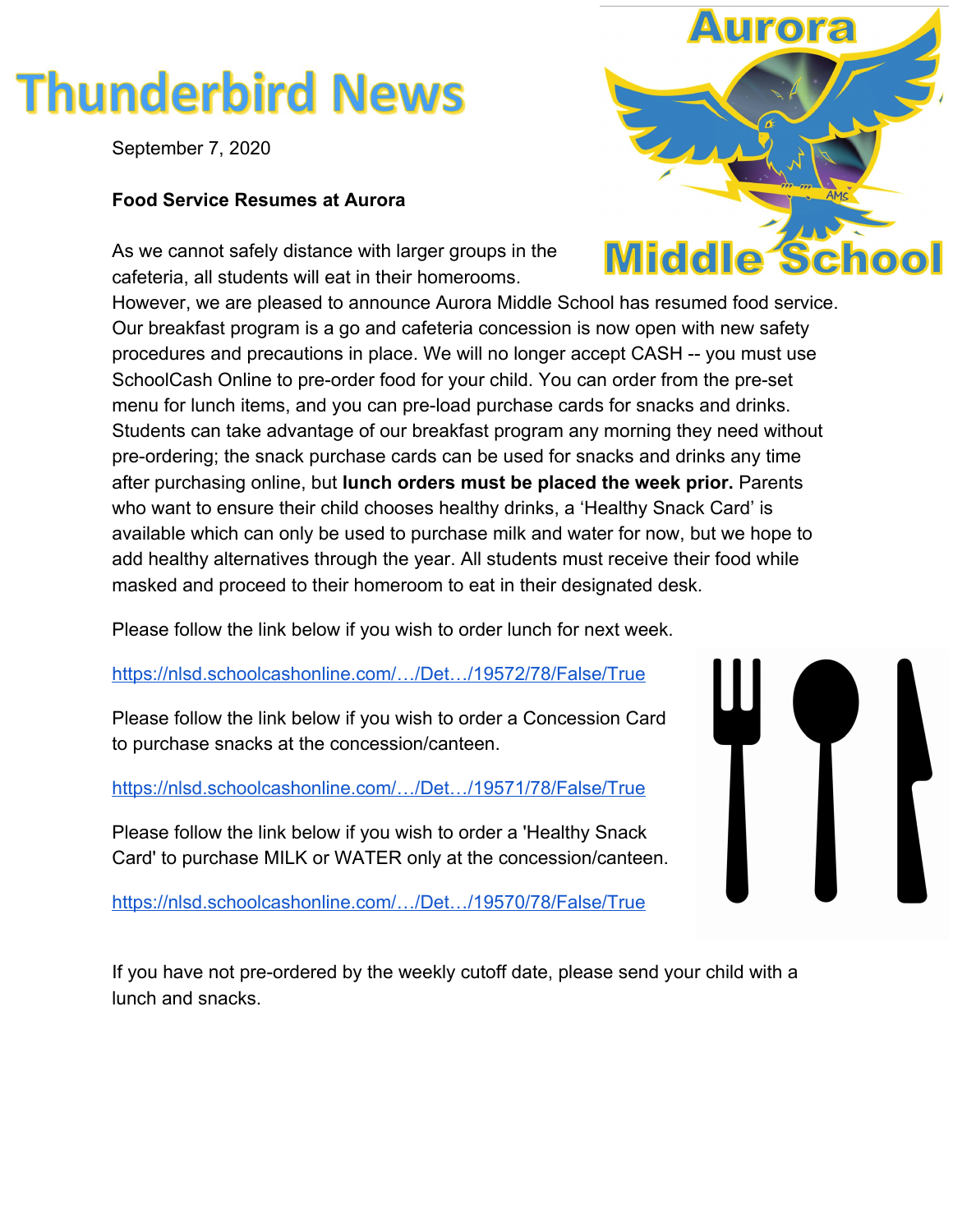# Thunderbird News

Aurora Middle School

September 7, 2020

**Food Service Resumes at Aurora**

As we cannot safely distance with larger groups in the cafeteria, all students will eat in their homerooms. However, we are pleased to announce Aurora Middle School has resumed food service. Our breakfast program is a go and cafeteria concession is now open with new safety procedures and precautions in place. We will no longer accept CASH -- you must use SchoolCash Online to pre-order food for your child. You can order from the pre-set menu for lunch items, and you can pre-load purchase cards for snacks and drinks. Students can take advantage of our breakfast program any morning they need without pre-ordering; the snack purchase cards can be used for snacks and drinks any time after purchasing online, but **lunch orders must be placed the week prior.** Parents who want to ensure their child chooses healthy drinks, a 'Healthy Snack Card' is available which can only be used to purchase milk and water for now, but we hope to add healthy alternatives through the year. All students must receive their food while masked and proceed to their homeroom to eat in their designated desk.

Please follow the link below if you wish to order lunch for next week.

https://nlsd.schoolcashonline.com/…/Det…/19572/78/False/True

Please follow the link below if you wish to order a Concession Card to purchase snacks at the concession/canteen.

https://nlsd.schoolcashonline.com/…/Det…/19571/78/False/True

Please follow the link below if you wish to order a 'Healthy Snack Card' to purchase MILK or WATER only at the concession/canteen.

https://nlsd.schoolcashonline.com/…/Det…/19570/78/False/True

If you have not pre-ordered by the weekly cutoff date, please send your child with a lunch and snacks.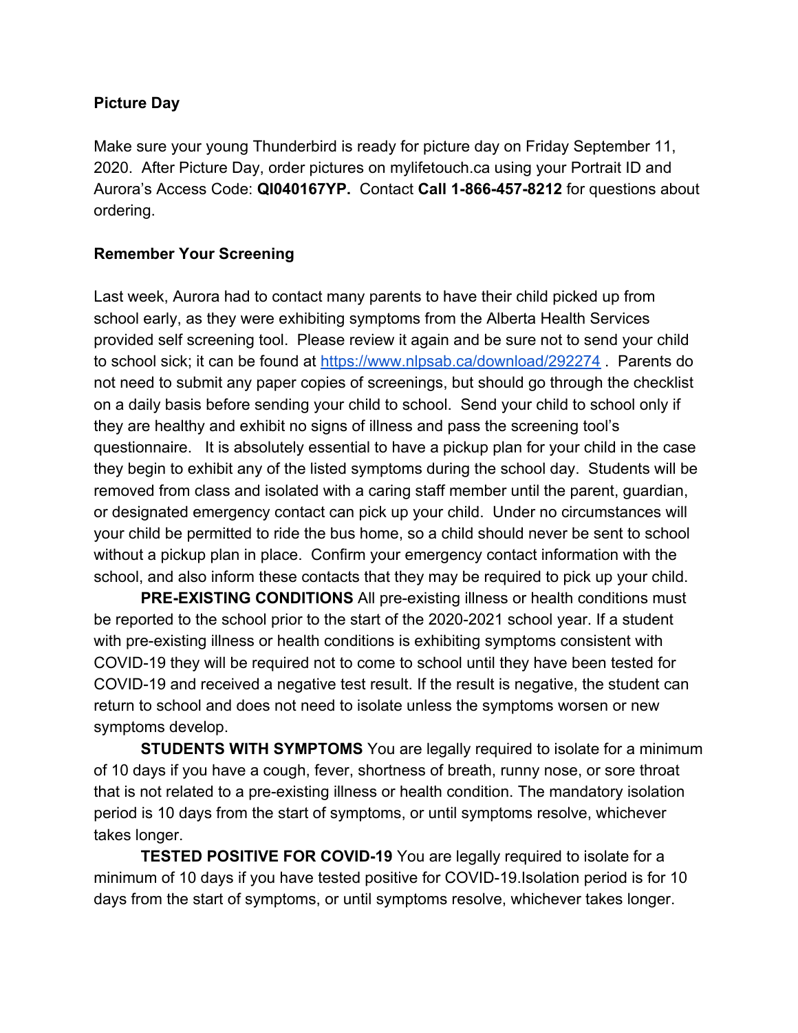**Picture Day**

Make sure your young Thunderbird is ready for picture day on Friday September 11, 2020. After Picture Day, order pictures on mylifetouch.ca using your Portrait ID and Aurora's Access Code: **QI040167YP.** Contact **Call 1-866-457-8212** for questions about ordering.

**Remember Your Screening**

Last week, Aurora had to contact many parents to have their child picked up from school early, as they were exhibiting symptoms from the Alberta Health Services provided self screening tool. Please review it again and be sure not to send your child to school sick; it can be found at [https://www.nlpsab.ca/download/292274](https://www.nlpsab.ca/download/292274) . Parents do not need to submit any paper copies of screenings, but should go through the checklist on a daily basis before sending your child to school. Send your child to school only if they are healthy and exhibit no signs of illness and pass the screening tool's questionnaire. It is absolutely essential to have a pickup plan for your child in the case they begin to exhibit any of the listed symptoms during the school day. Students will be removed from class and isolated with a caring staff member until the parent, guardian, or designated emergency contact can pick up your child. Under no circumstances will your child be permitted to ride the bus home, so a child should never be sent to school without a pickup plan in place. Confirm your emergency contact information with the school, and also inform these contacts that they may be required to pick up your child.

**PRE-EXISTING CONDITIONS** All pre-existing illness or health conditions must be reported to the school prior to the start of the 2020-2021 school year. If a student with pre-existing illness or health conditions is exhibiting symptoms consistent with COVID-19 they will be required not to come to school until they have been tested for COVID-19 and received a negative test result. If the result is negative, the student can return to school and does not need to isolate unless the symptoms worsen or new symptoms develop.

**STUDENTS WITH SYMPTOMS** You are legally required to isolate for a minimum of 10 days if you have a cough, fever, shortness of breath, runny nose, or sore throat that is not related to a pre-existing illness or health condition. The mandatory isolation period is 10 days from the start of symptoms, or until symptoms resolve, whichever takes longer.

**TESTED POSITIVE FOR COVID-19** You are legally required to isolate for a minimum of 10 days if you have tested positive for COVID-19.Isolation period is for 10 days from the start of symptoms, or until symptoms resolve, whichever takes longer.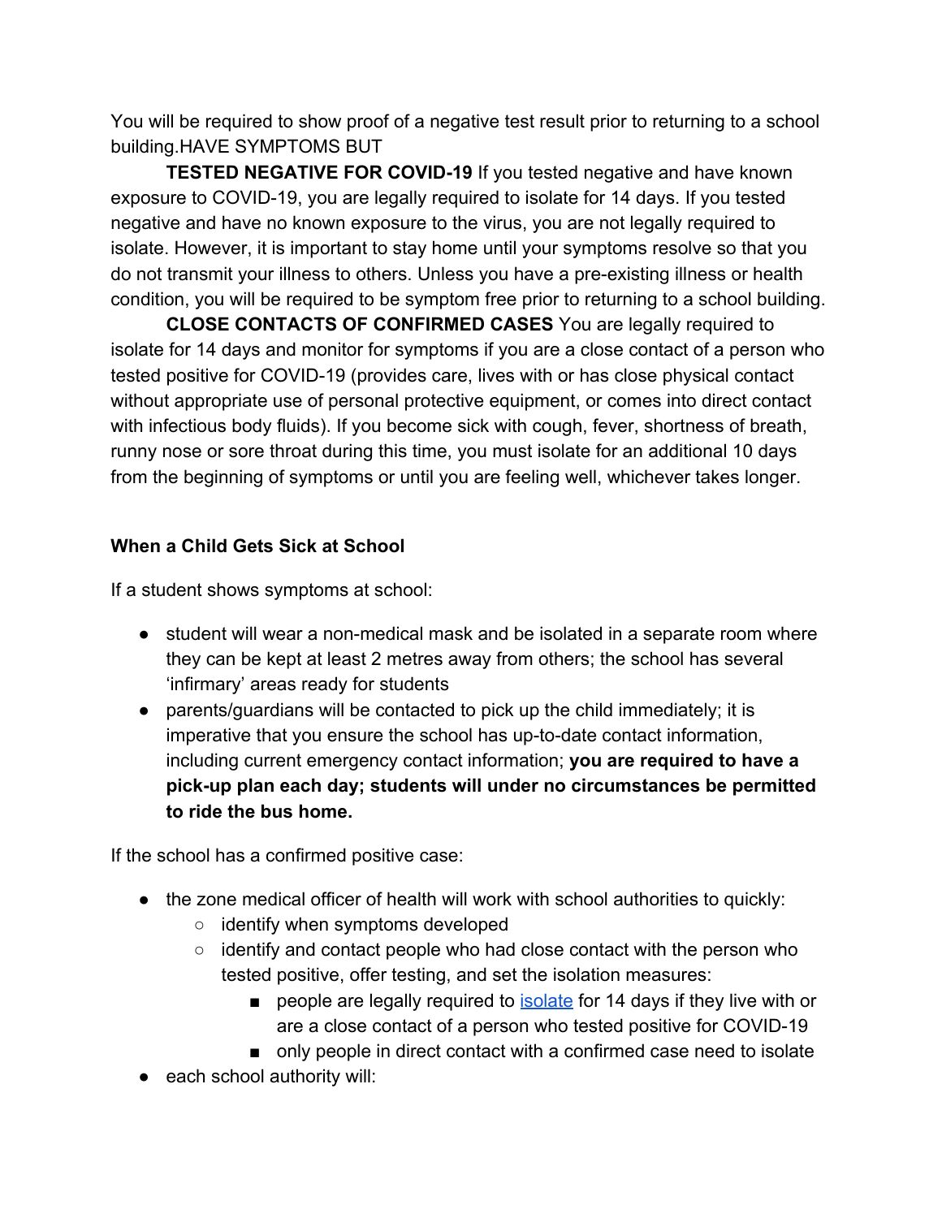You will be required to show proof of a negative test result prior to returning to a school building.HAVE SYMPTOMS BUT

**TESTED NEGATIVE FOR COVID-19** If you tested negative and have known exposure to COVID-19, you are legally required to isolate for 14 days. If you tested negative and have no known exposure to the virus, you are not legally required to isolate. However, it is important to stay home until your symptoms resolve so that you do not transmit your illness to others. Unless you have a pre-existing illness or health condition, you will be required to be symptom free prior to returning to a school building.

**CLOSE CONTACTS OF CONFIRMED CASES** You are legally required to isolate for 14 days and monitor for symptoms if you are a close contact of a person who tested positive for COVID-19 (provides care, lives with or has close physical contact without appropriate use of personal protective equipment, or comes into direct contact with infectious body fluids). If you become sick with cough, fever, shortness of breath, runny nose or sore throat during this time, you must isolate for an additional 10 days from the beginning of symptoms or until you are feeling well, whichever takes longer.

**When a Child Gets Sick at School**

If a student shows symptoms at school:

- student will wear a non-medical mask and be isolated in a separate room where they can be kept at least 2 metres away from others; the school has several 'infirmary' areas ready for students
- parents/guardians will be contacted to pick up the child immediately; it is imperative that you ensure the school has up-to-date contact information, including current emergency contact information; **you are required to have a pick-up plan each day; students will under no circumstances be permitted to ride the bus home.**

If the school has a confirmed positive case:

- the zone medical officer of health will work with school authorities to quickly:
  - identify when symptoms developed
  - identify and contact people who had close contact with the person who tested positive, offer testing, and set the isolation measures:
    - people are legally required to isolate for 14 days if they live with or are a close contact of a person who tested positive for COVID-19
    - only people in direct contact with a confirmed case need to isolate
- each school authority will: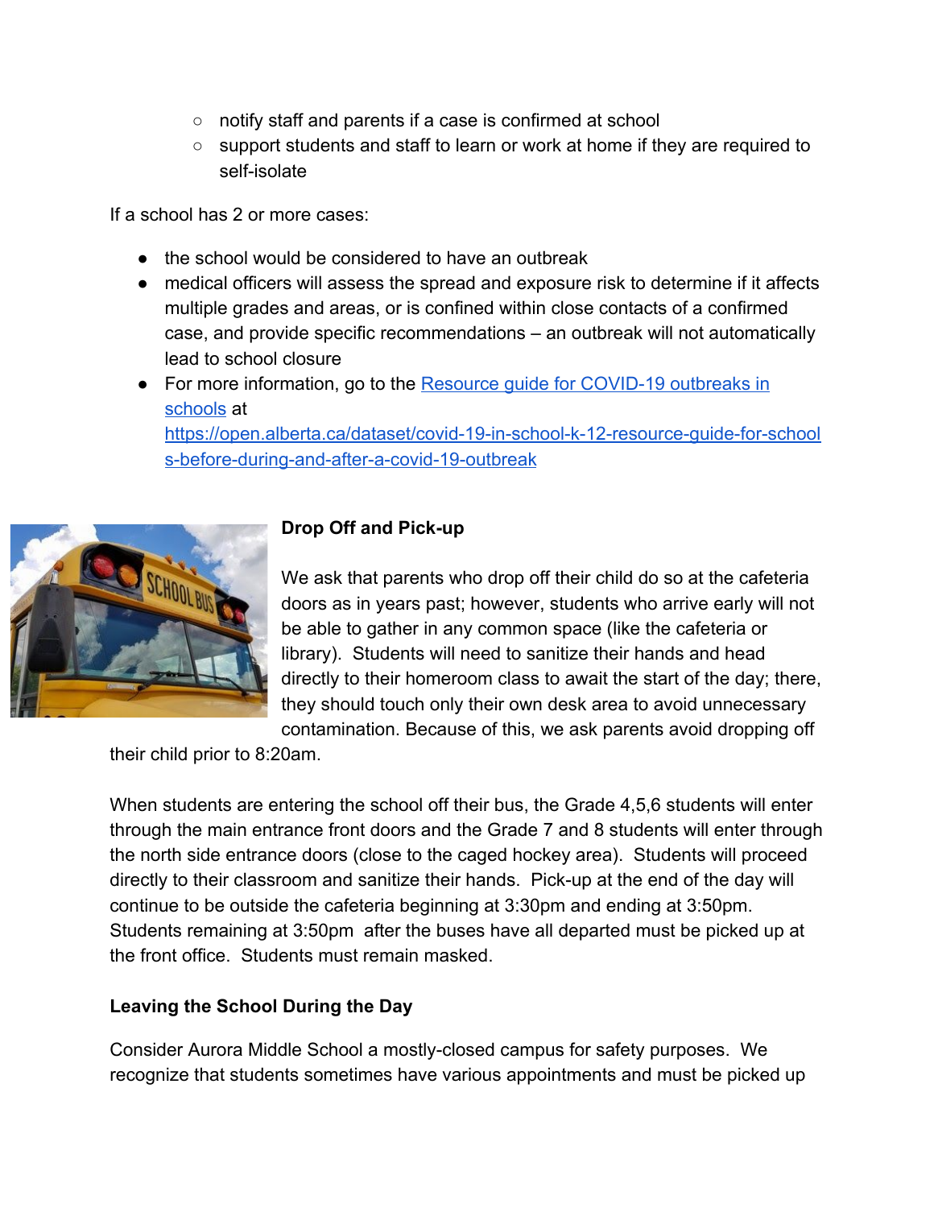- notify staff and parents if a case is confirmed at school
  - support students and staff to learn or work at home if they are required to self-isolate

If a school has 2 or more cases:

- the school would be considered to have an outbreak
- medical officers will assess the spread and exposure risk to determine if it affects multiple grades and areas, or is confined within close contacts of a confirmed case, and provide specific recommendations – an outbreak will not automatically lead to school closure
- For more information, go to the [Resource guide for COVID-19 outbreaks in schools](https://open.alberta.ca/dataset/covid-19-in-school-k-12-resource-guide-for-schools-before-during-and-after-a-covid-19-outbreak) at [https://open.alberta.ca/dataset/covid-19-in-school-k-12-resource-guide-for-schools-before-during-and-after-a-covid-19-outbreak](https://open.alberta.ca/dataset/covid-19-in-school-k-12-resource-guide-for-schools-before-during-and-after-a-covid-19-outbreak)

**Drop Off and Pick-up**

We ask that parents who drop off their child do so at the cafeteria doors as in years past; however, students who arrive early will not be able to gather in any common space (like the cafeteria or library). Students will need to sanitize their hands and head directly to their homeroom class to await the start of the day; there, they should touch only their own desk area to avoid unnecessary contamination. Because of this, we ask parents avoid dropping off their child prior to 8:20am.

When students are entering the school off their bus, the Grade 4,5,6 students will enter through the main entrance front doors and the Grade 7 and 8 students will enter through the north side entrance doors (close to the caged hockey area). Students will proceed directly to their classroom and sanitize their hands. Pick-up at the end of the day will continue to be outside the cafeteria beginning at 3:30pm and ending at 3:50pm. Students remaining at 3:50pm after the buses have all departed must be picked up at the front office. Students must remain masked.

**Leaving the School During the Day**

Consider Aurora Middle School a mostly-closed campus for safety purposes. We recognize that students sometimes have various appointments and must be picked up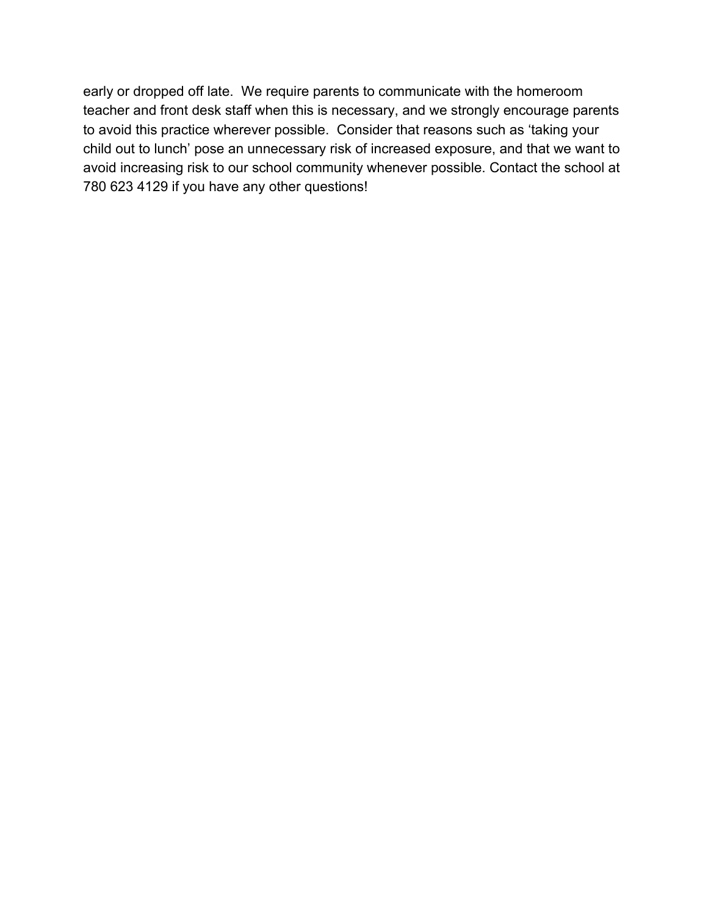early or dropped off late. We require parents to communicate with the homeroom teacher and front desk staff when this is necessary, and we strongly encourage parents to avoid this practice wherever possible. Consider that reasons such as 'taking your child out to lunch' pose an unnecessary risk of increased exposure, and that we want to avoid increasing risk to our school community whenever possible. Contact the school at 780 623 4129 if you have any other questions!